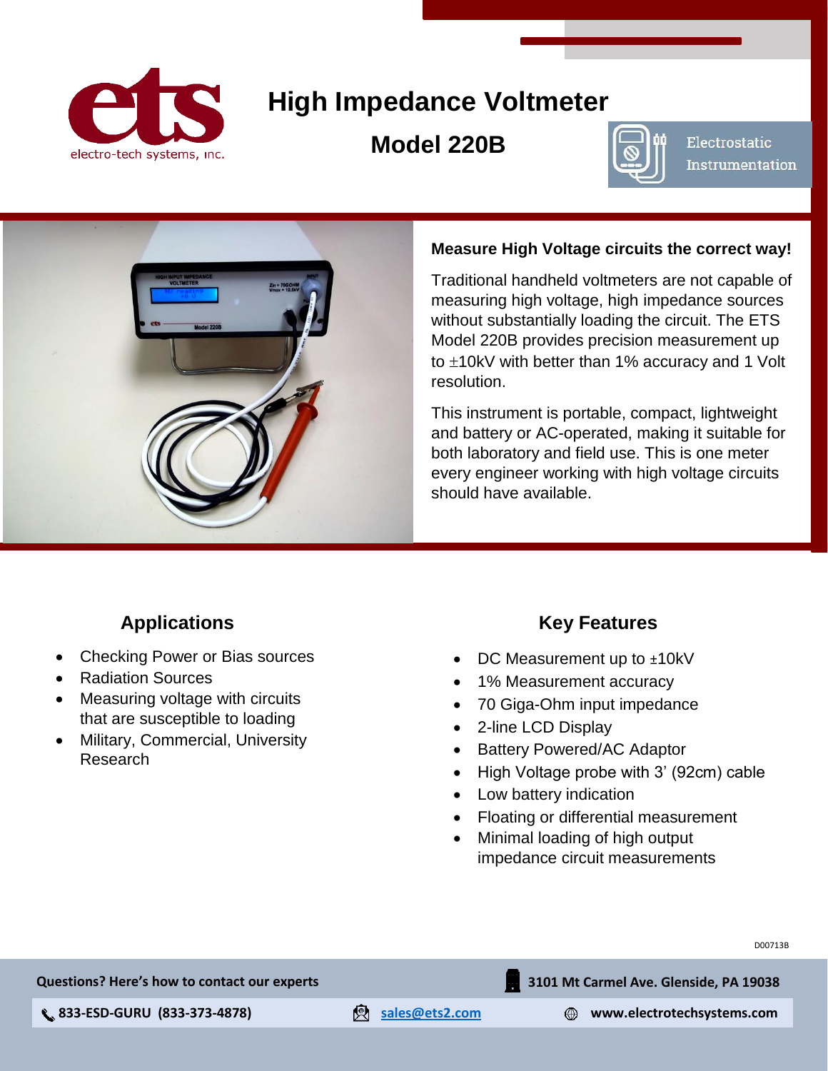electro-tech systems, inc.

# High Impedance Voltmeter

## Model 220B

Electrostatic Instrumentation

**Measure High Voltage circuits the correct way!**

Traditional handheld voltmeters are not capable of measuring high voltage, high impedance sources without substantially loading the circuit. The ETS Model 220B provides precision measurement up to ±10kV with better than 1% accuracy and 1 Volt resolution.

This instrument is portable, compact, lightweight and battery or AC-operated, making it suitable for both laboratory and field use. This is one meter every engineer working with high voltage circuits should have available.

### Applications

- Checking Power or Bias sources
- Radiation Sources
- Measuring voltage with circuits that are susceptible to loading
- Military, Commercial, University Research

### Key Features

- DC Measurement up to ±10kV
- 1% Measurement accuracy
- 70 Giga-Ohm input impedance
- 2-line LCD Display
- Battery Powered/AC Adaptor
- High Voltage probe with 3' (92cm) cable
- Low battery indication
- Floating or differential measurement
- Minimal loading of high output impedance circuit measurements

D00713B

**Questions? Here's how to contact our experts**

**3101 Mt Carmel Ave. Glenside, PA 19038**

**833-ESD-GURU (833-373-4878)** | **sales@ets2.com** | **www.electrotechsystems.com**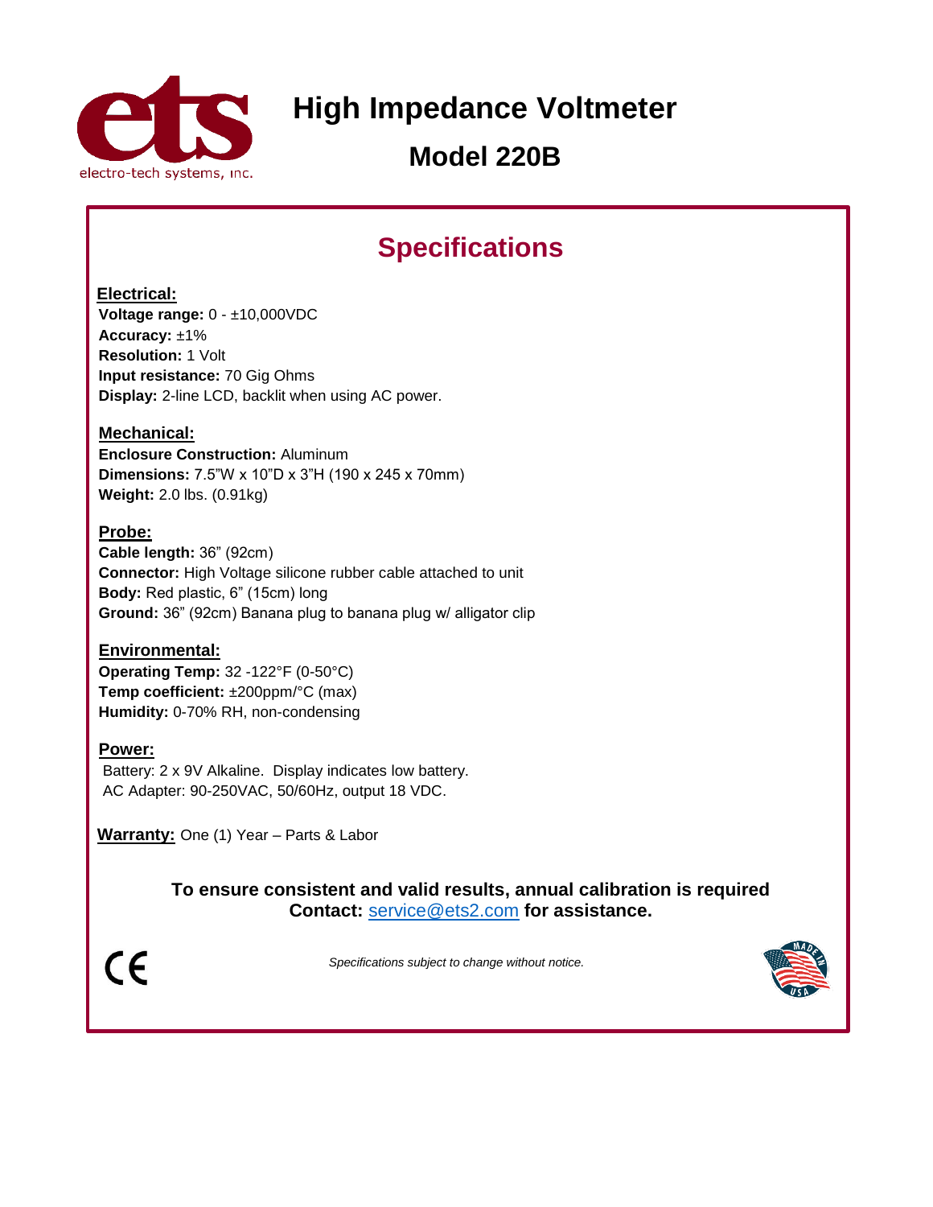electro-tech systems, inc.

# High Impedance Voltmeter

## Model 220B

## Specifications

**Electrical:**

**Voltage range:** 0 - ±10,000VDC
**Accuracy:** ±1%
**Resolution:** 1 Volt
**Input resistance:** 70 Gig Ohms
**Display:** 2-line LCD, backlit when using AC power.

**Mechanical:**

**Enclosure Construction:** Aluminum
**Dimensions:** 7.5"W x 10"D x 3"H (190 x 245 x 70mm)
**Weight:** 2.0 lbs. (0.91kg)

**Probe:**

**Cable length:** 36" (92cm)
**Connector:** High Voltage silicone rubber cable attached to unit
**Body:** Red plastic, 6" (15cm) long
**Ground:** 36" (92cm) Banana plug to banana plug w/ alligator clip

**Environmental:**

**Operating Temp:** 32 -122°F (0-50°C)
**Temp coefficient:** ±200ppm/°C (max)
**Humidity:** 0-70% RH, non-condensing

**Power:**

Battery: 2 x 9V Alkaline. Display indicates low battery.
AC Adapter: 90-250VAC, 50/60Hz, output 18 VDC.

**Warranty:** One (1) Year – Parts & Labor

**To ensure consistent and valid results, annual calibration is required**
**Contact:** service@ets2.com **for assistance.**

CE

*Specifications subject to change without notice.*

MADE IN USA